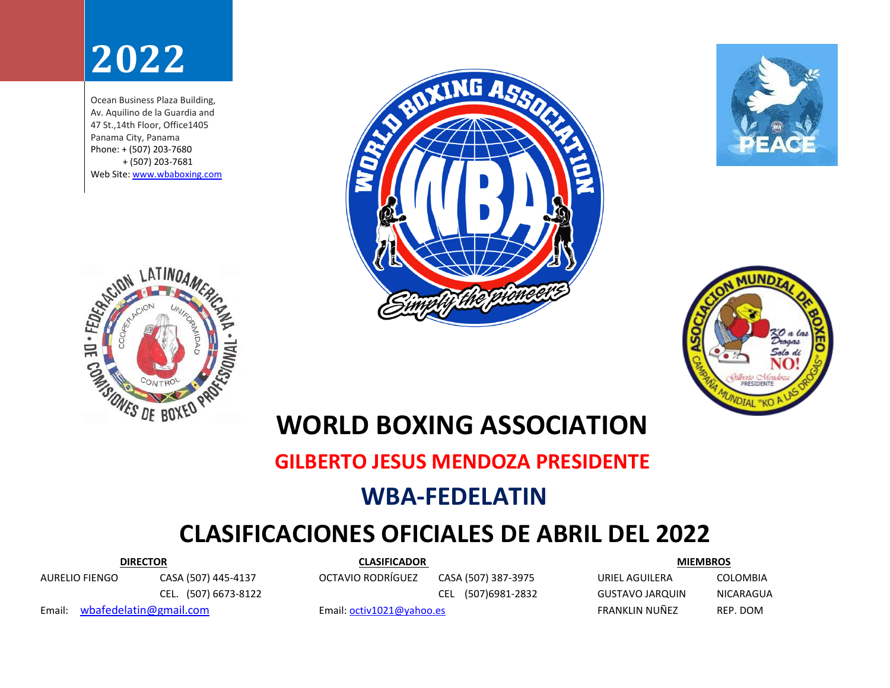# 2022

Ocean Business Plaza Building,
Av. Aquilino de la Guardia and
47 St.,14th Floor, Office1405
Panama City, Panama
Phone: + (507) 203-7680
+ (507) 203-7681
Web Site: www.wbaboxing.com

# WORLD BOXING ASSOCIATION

## GILBERTO JESUS MENDOZA PRESIDENTE

## WBA-FEDELATIN

## CLASIFICACIONES OFICIALES DE ABRIL DEL 2022

**DIRECTOR**

AURELIO FIENGO — CASA (507) 445-4137
CEL. (507) 6673-8122
Email: wbafedelatin@gmail.com

**CLASIFICADOR**

OCTAVIO RODRÍGUEZ — CASA (507) 387-3975
CEL (507)6981-2832
Email: octiv1021@yahoo.es

**MIEMBROS**

| | |
|---|---|
| URIEL AGUILERA | COLOMBIA |
| GUSTAVO JARQUIN | NICARAGUA |
| FRANKLIN NUÑEZ | REP. DOM |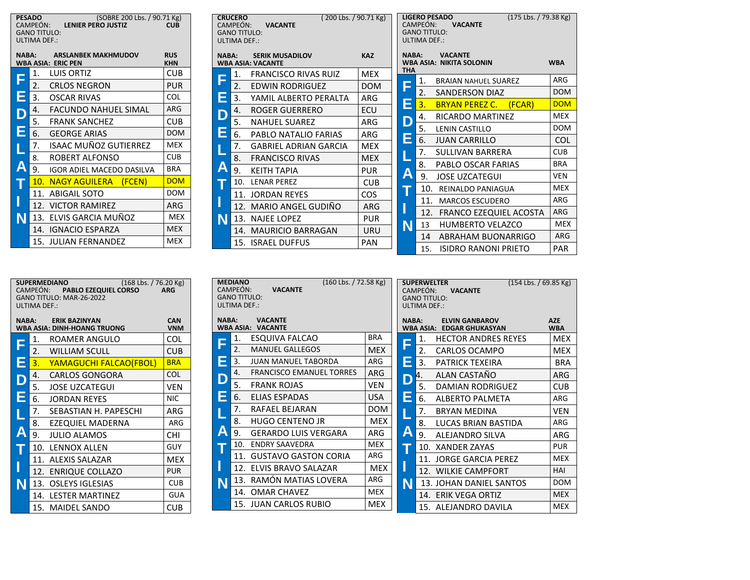## PESADO (SOBRE 200 Lbs. / 90.71 Kg)

CAMPEÓN: **LENIER PERO JUSTIZ** CUB
GANO TITULO:
ULTIMA DEF.:

**NABA: ARSLANBEK MAKHMUDOV** RUS
**WBA ASIA: ERIC PEN** KHN

| FEDELATIN | | |
|---|---|---|
| 1. | LUIS ORTIZ | CUB |
| 2. | CRLOS NEGRON | PUR |
| 3. | OSCAR RIVAS | COL |
| 4. | FACUNDO NAHUEL SIMAL | ARG |
| 5. | FRANK SANCHEZ | CUB |
| 6. | GEORGE ARIAS | DOM |
| 7. | ISAAC MUÑOZ GUTIERREZ | MEX |
| 8. | ROBERT ALFONSO | CUB |
| 9. | IGOR ADIEL MACEDO DASILVA | BRA |
| 10. | NAGY AGUILERA (FCEN) | DOM |
| 11. | ABIGAIL SOTO | DOM |
| 12. | VICTOR RAMIREZ | ARG |
| 13. | ELVIS GARCIA MUÑOZ | MEX |
| 14. | IGNACIO ESPARZA | MEX |
| 15. | JULIAN FERNANDEZ | MEX |

## CRUCERO (200 Lbs. / 90.71 Kg)

CAMPEÓN: **VACANTE**
GANO TITULO:
ULTIMA DEF.:

**NABA: SERIK MUSADILOV** KAZ
**WBA ASIA: VACANTE**

| FEDELATIN | | |
|---|---|---|
| 1. | FRANCISCO RIVAS RUIZ | MEX |
| 2. | EDWIN RODRIGUEZ | DOM |
| 3. | YAMIL ALBERTO PERALTA | ARG |
| 4. | ROGER GUERRERO | ECU |
| 5. | NAHUEL SUAREZ | ARG |
| 6. | PABLO NATALIO FARIAS | ARG |
| 7. | GABRIEL ADRIAN GARCIA | MEX |
| 8. | FRANCISCO RIVAS | MEX |
| 9. | KEITH TAPIA | PUR |
| 10. | LENAR PEREZ | CUB |
| 11. | JORDAN REYES | COS |
| 12. | MARIO ANGEL GUDIÑO | ARG |
| 13. | NAJEE LOPEZ | PUR |
| 14. | MAURICIO BARRAGAN | URU |
| 15. | ISRAEL DUFFUS | PAN |

## LIGERO PESADO (175 Lbs. / 79.38 Kg)

CAMPEÓN: **VACANTE**
GANO TITULO:
ULTIMA DEF.:

**NABA: VACANTE**
**WBA ASIA: NIKITA SOLONIN** WBA THA

| FEDELATIN | | |
|---|---|---|
| 1. | BRAIAN NAHUEL SUAREZ | ARG |
| 2. | SANDERSON DIAZ | DOM |
| 3. | BRYAN PEREZ C. (FCAR) | DOM |
| 4. | RICARDO MARTINEZ | MEX |
| 5. | LENIN CASTILLO | DOM |
| 6. | JUAN CARRILLO | COL |
| 7. | SULLIVAN BARRERA | CUB |
| 8. | PABLO OSCAR FARIAS | BRA |
| 9. | JOSE UZCATEGUI | VEN |
| 10. | REINALDO PANIAGUA | MEX |
| 11. | MARCOS ESCUDERO | ARG |
| 12. | FRANCO EZEQUIEL ACOSTA | ARG |
| 13 | HUMBERTO VELAZCO | MEX |
| 14 | ABRAHAM BUONARRIGO | ARG |
| 15. | ISIDRO RANONI PRIETO | PAR |

## SUPERMEDIANO (168 Lbs. / 76.20 Kg)

CAMPEÓN: **PABLO EZEQUIEL CORSO** ARG
GANO TITULO: MAR-26-2022
ULTIMA DEF.:

**NABA: ERIK BAZINYAN** CAN
**WBA ASIA: DINH-HOANG TRUONG** VNM

| FEDELATIN | | |
|---|---|---|
| 1. | ROAMER ANGULO | COL |
| 2. | WILLIAM SCULL | CUB |
| 3. | YAMAGUCHI FALCAO(FBOL) | BRA |
| 4. | CARLOS GONGORA | COL |
| 5. | JOSE UZCATEGUI | VEN |
| 6. | JORDAN REYES | NIC |
| 7. | SEBASTIAN H. PAPESCHI | ARG |
| 8. | EZEQUIEL MADERNA | ARG |
| 9. | JULIO ALAMOS | CHI |
| 10. | LENNOX ALLEN | GUY |
| 11. | ALEXIS SALAZAR | MEX |
| 12. | ENRIQUE COLLAZO | PUR |
| 13. | OSLEYS IGLESIAS | CUB |
| 14. | LESTER MARTINEZ | GUA |
| 15. | MAIDEL SANDO | CUB |

## MEDIANO (160 Lbs. / 72.58 Kg)

CAMPEÓN: **VACANTE**
GANO TITULO:
ULTIMA DEF.:

**NABA: VACANTE**
**WBA ASIA: VACANTE**

| FEDELATIN | | |
|---|---|---|
| 1. | ESQUIVA FALCAO | BRA |
| 2. | MANUEL GALLEGOS | MEX |
| 3. | JUAN MANUEL TABORDA | ARG |
| 4. | FRANCISCO EMANUEL TORRES | ARG |
| 5. | FRANK ROJAS | VEN |
| 6. | ELIAS ESPADAS | USA |
| 7. | RAFAEL BEJARAN | DOM |
| 8. | HUGO CENTENO JR | MEX |
| 9. | GERARDO LUIS VERGARA | ARG |
| 10. | ENDRY SAAVEDRA | MEX |
| 11. | GUSTAVO GASTON CORIA | ARG |
| 12. | ELVIS BRAVO SALAZAR | MEX |
| 13. | RAMÓN MATIAS LOVERA | ARG |
| 14. | OMAR CHAVEZ | MEX |
| 15. | JUAN CARLOS RUBIO | MEX |

## SUPERWELTER (154 Lbs. / 69.85 Kg)

CAMPEÓN: **VACANTE**
GANO TITULO:
ULTIMA DEF.:

**NABA: ELVIN GANBAROV** AZE
**WBA ASIA: EDGAR GHUKASYAN** WBA

| FEDELATIN | | |
|---|---|---|
| 1. | HECTOR ANDRES REYES | MEX |
| 2. | CARLOS OCAMPO | MEX |
| 3. | PATRICK TEXEIRA | BRA |
| 4. | ALAN CASTAÑO | ARG |
| 5. | DAMIAN RODRIGUEZ | CUB |
| 6. | ALBERTO PALMETA | ARG |
| 7. | BRYAN MEDINA | VEN |
| 8. | LUCAS BRIAN BASTIDA | ARG |
| 9. | ALEJANDRO SILVA | ARG |
| 10. | XANDER ZAYAS | PUR |
| 11. | JORGE GARCIA PEREZ | MEX |
| 12. | WILKIE CAMPFORT | HAI |
| 13. | JOHAN DANIEL SANTOS | DOM |
| 14. | ERIK VEGA ORTIZ | MEX |
| 15. | ALEJANDRO DAVILA | MEX |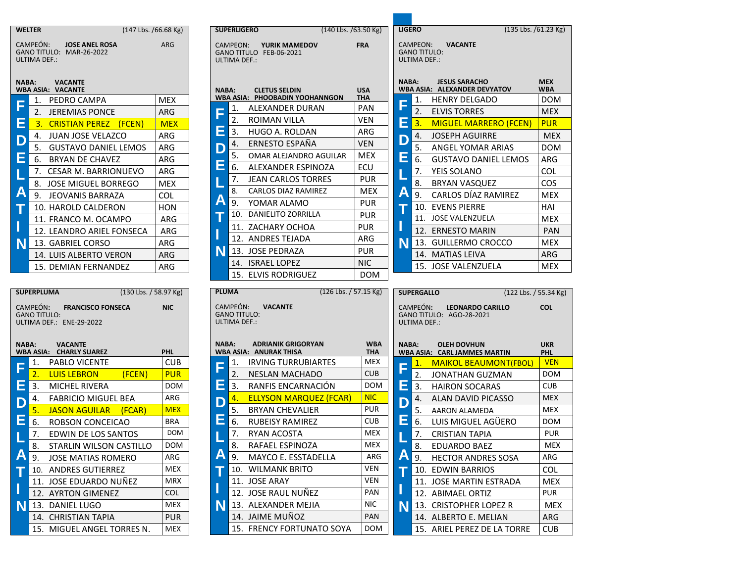## WELTER (147 Lbs. /66.68 Kg)

CAMPEÓN: **JOSE ANEL ROSA** ARG
GANO TITULO: MAR-26-2022
ULTIMA DEF.:

**NABA: VACANTE**
**WBA ASIA: VACANTE**

| FEDELATIN | |
|---|---|
| 1. PEDRO CAMPA | MEX |
| 2. JEREMIAS PONCE | ARG |
| 3. CRISTIAN PEREZ (FCEN) | MEX |
| 4. JUAN JOSE VELAZCO | ARG |
| 5. GUSTAVO DANIEL LEMOS | ARG |
| 6. BRYAN DE CHAVEZ | ARG |
| 7. CESAR M. BARRIONUEVO | ARG |
| 8. JOSE MIGUEL BORREGO | MEX |
| 9. JEOVANIS BARRAZA | COL |
| 10. HAROLD CALDERON | HON |
| 11. FRANCO M. OCAMPO | ARG |
| 12. LEANDRO ARIEL FONSECA | ARG |
| 13. GABRIEL CORSO | ARG |
| 14. LUIS ALBERTO VERON | ARG |
| 15. DEMIAN FERNANDEZ | ARG |

## SUPERLIGERO (140 Lbs. /63.50 Kg)

CAMPEON: **YURIK MAMEDOV** FRA
GANO TITULO FEB-06-2021
ULTIMA DEF.:

**NABA: CLETUS SELDIN** USA
**WBA ASIA: PHOOBADIN YOOHANNGON** THA

| FEDELATIN | |
|---|---|
| 1. ALEXANDER DURAN | PAN |
| 2. ROIMAN VILLA | VEN |
| 3. HUGO A. ROLDAN | ARG |
| 4. ERNESTO ESPAÑA | VEN |
| 5. OMAR ALEJANDRO AGUILAR | MEX |
| 6. ALEXANDER ESPINOZA | ECU |
| 7. JEAN CARLOS TORRES | PUR |
| 8. CARLOS DIAZ RAMIREZ | MEX |
| 9. YOMAR ALAMO | PUR |
| 10. DANIELITO ZORRILLA | PUR |
| 11. ZACHARY OCHOA | PUR |
| 12. ANDRES TEJADA | ARG |
| 13. JOSE PEDRAZA | PUR |
| 14. ISRAEL LOPEZ | NIC |
| 15. ELVIS RODRIGUEZ | DOM |

## LIGERO (135 Lbs. /61.23 Kg)

CAMPEON: **VACANTE**
GANO TITULO:
ULTIMA DEF.:

**NABA: JESUS SARACHO** MEX
**WBA ASIA: ALEXANDER DEVYATOV** WBA

| FEDELATIN | |
|---|---|
| 1. HENRY DELGADO | DOM |
| 2. ELVIS TORRES | MEX |
| 3. MIGUEL MARRERO (FCEN) | PUR |
| 4. JOSEPH AGUIRRE | MEX |
| 5. ANGEL YOMAR ARIAS | DOM |
| 6. GUSTAVO DANIEL LEMOS | ARG |
| 7. YEIS SOLANO | COL |
| 8. BRYAN VASQUEZ | COS |
| 9. CARLOS DÍAZ RAMIREZ | MEX |
| 10. EVENS PIERRE | HAI |
| 11. JOSE VALENZUELA | MEX |
| 12. ERNESTO MARIN | PAN |
| 13. GUILLERMO CROCCO | MEX |
| 14. MATIAS LEIVA | ARG |
| 15. JOSE VALENZUELA | MEX |

## SUPERPLUMA (130 Lbs. / 58.97 Kg)

CAMPEÓN: **FRANCISCO FONSECA** NIC
GANO TITULO:
ULTIMA DEF.: ENE-29-2022

**NABA: VACANTE**
**WBA ASIA: CHARLY SUAREZ** PHL

| FEDELATIN | |
|---|---|
| 1. PABLO VICENTE | CUB |
| 2. LUIS LEBRON (FCEN) | PUR |
| 3. MICHEL RIVERA | DOM |
| 4. FABRICIO MIGUEL BEA | ARG |
| 5. JASON AGUILAR (FCAR) | MEX |
| 6. ROBSON CONCEICAO | BRA |
| 7. EDWIN DE LOS SANTOS | DOM |
| 8. STARLIN WILSON CASTILLO | DOM |
| 9. JOSE MATIAS ROMERO | ARG |
| 10. ANDRES GUTIERREZ | MEX |
| 11. JOSE EDUARDO NUÑEZ | MRX |
| 12. AYRTON GIMENEZ | COL |
| 13. DANIEL LUGO | MEX |
| 14. CHRISTIAN TAPIA | PUR |
| 15. MIGUEL ANGEL TORRES N. | MEX |

## PLUMA (126 Lbs. / 57.15 Kg)

CAMPEON: **VACANTE**
GANO TITULO:
ULTIMA DEF.:

**NABA: ADRIANIK GRIGORYAN** WBA
**WBA ASIA: ANURAK THISA** THA

| FEDELATIN | |
|---|---|
| 1. IRVING TURRUBIARTES | MEX |
| 2. NESLAN MACHADO | CUB |
| 3. RANFIS ENCARNACIÓN | DOM |
| 4. ELLYSON MARQUEZ (FCAR) | NIC |
| 5. BRYAN CHEVALIER | PUR |
| 6. RUBEISY RAMIREZ | CUB |
| 7. RYAN ACOSTA | MEX |
| 8. RAFAEL ESPINOZA | MEX |
| 9. MAYCO E. ESSTADELLA | ARG |
| 10. WILMANK BRITO | VEN |
| 11. JOSE ARAY | VEN |
| 12. JOSE RAUL NUÑEZ | PAN |
| 13. ALEXANDER MEJIA | NIC |
| 14. JAIME MUÑOZ | PAN |
| 15. FRENCY FORTUNATO SOYA | DOM |

## SUPERGALLO (122 Lbs. / 55.34 Kg)

CAMPEÓN: **LEONARDO CARILLO** COL
GANO TITULO: AGO-28-2021
ULTIMA DEF.:

**NABA: OLEH DOVHUN** UKR
**WBA ASIA: CARL JAMMES MARTIN** PHL

| FEDELATIN | |
|---|---|
| 1. MAIKOL BEAUMONT(FBOL) | VEN |
| 2. JONATHAN GUZMAN | DOM |
| 3. HAIRON SOCARAS | CUB |
| 4. ALAN DAVID PICASSO | MEX |
| 5. AARON ALAMEDA | MEX |
| 6. LUIS MIGUEL AGÜERO | DOM |
| 7. CRISTIAN TAPIA | PUR |
| 8. EDUARDO BAEZ | MEX |
| 9. HECTOR ANDRES SOSA | ARG |
| 10. EDWIN BARRIOS | COL |
| 11. JOSE MARTIN ESTRADA | MEX |
| 12. ABIMAEL ORTIZ | PUR |
| 13. CRISTOPHER LOPEZ R | MEX |
| 14. ALBERTO E. MELIAN | ARG |
| 15. ARIEL PEREZ DE LA TORRE | CUB |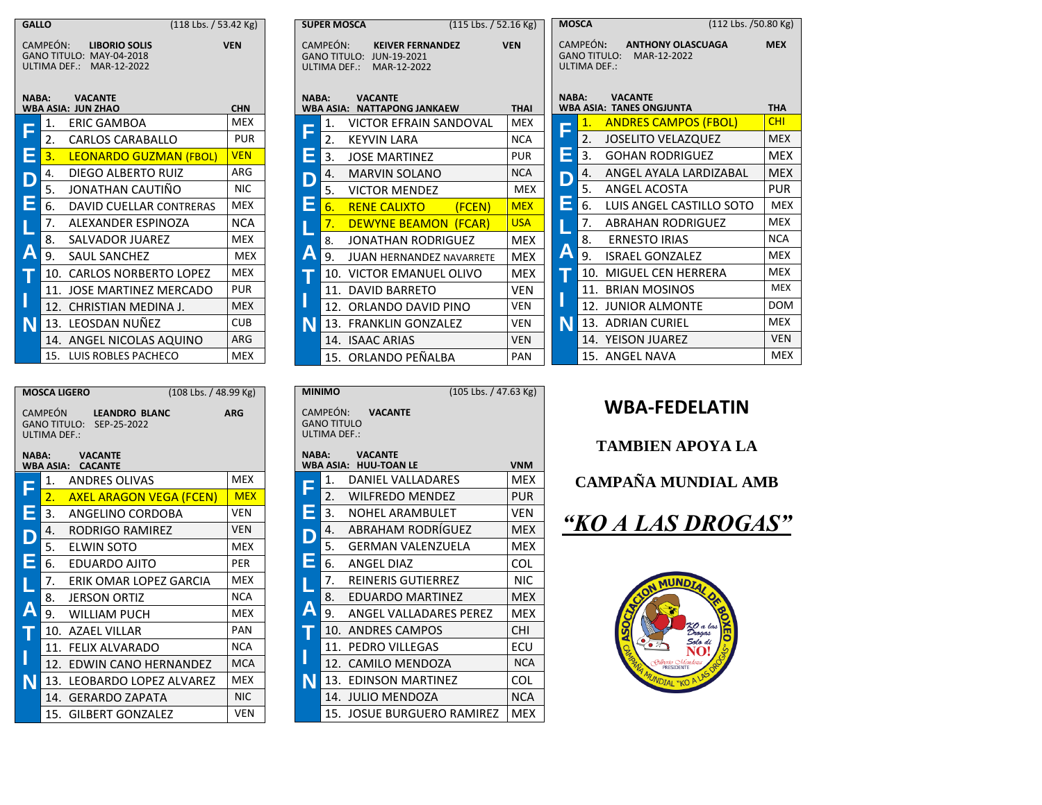## GALLO (118 Lbs. / 53.42 Kg)

CAMPEÓN: **LIBORIO SOLIS** — **VEN**
GANO TITULO: MAY-04-2018
ULTIMA DEF.: MAR-12-2022

**NABA: VACANTE**
**WBA ASIA: JUN ZHAO** — **CHN**

| FEDELATIN | | |
|---|---|---|
| 1. | ERIC GAMBOA | MEX |
| 2. | CARLOS CARABALLO | PUR |
| 3. | LEONARDO GUZMAN (FBOL) | VEN |
| 4. | DIEGO ALBERTO RUIZ | ARG |
| 5. | JONATHAN CAUTIÑO | NIC |
| 6. | DAVID CUELLAR CONTRERAS | MEX |
| 7. | ALEXANDER ESPINOZA | NCA |
| 8. | SALVADOR JUAREZ | MEX |
| 9. | SAUL SANCHEZ | MEX |
| 10. | CARLOS NORBERTO LOPEZ | MEX |
| 11. | JOSE MARTINEZ MERCADO | PUR |
| 12. | CHRISTIAN MEDINA J. | MEX |
| 13. | LEOSDAN NUÑEZ | CUB |
| 14. | ANGEL NICOLAS AQUINO | ARG |
| 15. | LUIS ROBLES PACHECO | MEX |

## SUPER MOSCA (115 Lbs. / 52.16 Kg)

CAMPEÓN: **KEIVER FERNANDEZ** — **VEN**
GANO TITULO: JUN-19-2021
ULTIMA DEF.: MAR-12-2022

**NABA: VACANTE**
**WBA ASIA: NATTAPONG JANKAEW** — **THAI**

| FEDELATIN | | |
|---|---|---|
| 1. | VICTOR EFRAIN SANDOVAL | MEX |
| 2. | KEYVIN LARA | NCA |
| 3. | JOSE MARTINEZ | PUR |
| 4. | MARVIN SOLANO | NCA |
| 5. | VICTOR MENDEZ | MEX |
| 6. | RENE CALIXTO (FCEN) | MEX |
| 7. | DEWYNE BEAMON (FCAR) | USA |
| 8. | JONATHAN RODRIGUEZ | MEX |
| 9. | JUAN HERNANDEZ NAVARRETE | MEX |
| 10. | VICTOR EMANUEL OLIVO | MEX |
| 11. | DAVID BARRETO | VEN |
| 12. | ORLANDO DAVID PINO | VEN |
| 13. | FRANKLIN GONZALEZ | VEN |
| 14. | ISAAC ARIAS | VEN |
| 15. | ORLANDO PEÑALBA | PAN |

## MOSCA (112 Lbs. /50.80 Kg)

CAMPEÓN: **ANTHONY OLASCUAGA** — **MEX**
GANO TITULO: MAR-12-2022
ULTIMA DEF.:

**NABA: VACANTE**
**WBA ASIA: TANES ONGJUNTA** — **THA**

| FEDELATIN | | |
|---|---|---|
| 1. | ANDRES CAMPOS (FBOL) | CHI |
| 2. | JOSELITO VELAZQUEZ | MEX |
| 3. | GOHAN RODRIGUEZ | MEX |
| 4. | ANGEL AYALA LARDIZABAL | MEX |
| 5. | ANGEL ACOSTA | PUR |
| 6. | LUIS ANGEL CASTILLO SOTO | MEX |
| 7. | ABRAHAN RODRIGUEZ | MEX |
| 8. | ERNESTO IRIAS | NCA |
| 9. | ISRAEL GONZALEZ | MEX |
| 10. | MIGUEL CEN HERRERA | MEX |
| 11. | BRIAN MOSINOS | MEX |
| 12. | JUNIOR ALMONTE | DOM |
| 13. | ADRIAN CURIEL | MEX |
| 14. | YEISON JUAREZ | VEN |
| 15. | ANGEL NAVA | MEX |

## MOSCA LIGERO (108 Lbs. / 48.99 Kg)

CAMPEÓN **LEANDRO BLANC** — **ARG**
GANO TITULO: SEP-25-2022
ULTIMA DEF.:

**NABA: VACANTE**
**WBA ASIA: CACANTE**

| FEDELATIN | | |
|---|---|---|
| 1. | ANDRES OLIVAS | MEX |
| 2. | AXEL ARAGON VEGA (FCEN) | MEX |
| 3. | ANGELINO CORDOBA | VEN |
| 4. | RODRIGO RAMIREZ | VEN |
| 5. | ELWIN SOTO | MEX |
| 6. | EDUARDO AJITO | PER |
| 7. | ERIK OMAR LOPEZ GARCIA | MEX |
| 8. | JERSON ORTIZ | NCA |
| 9. | WILLIAM PUCH | MEX |
| 10. | AZAEL VILLAR | PAN |
| 11. | FELIX ALVARADO | NCA |
| 12. | EDWIN CANO HERNANDEZ | MCA |
| 13. | LEOBARDO LOPEZ ALVAREZ | MEX |
| 14. | GERARDO ZAPATA | NIC |
| 15. | GILBERT GONZALEZ | VEN |

## MINIMO (105 Lbs. / 47.63 Kg)

CAMPEÓN: **VACANTE**
GANO TITULO
ULTIMA DEF.:

**NABA: VACANTE**
**WBA ASIA: HUU-TOAN LE** — **VNM**

| FEDELATIN | | |
|---|---|---|
| 1. | DANIEL VALLADARES | MEX |
| 2. | WILFREDO MENDEZ | PUR |
| 3. | NOHEL ARAMBULET | VEN |
| 4. | ABRAHAM RODRÍGUEZ | MEX |
| 5. | GERMAN VALENZUELA | MEX |
| 6. | ANGEL DIAZ | COL |
| 7. | REINERIS GUTIERREZ | NIC |
| 8. | EDUARDO MARTINEZ | MEX |
| 9. | ANGEL VALLADARES PEREZ | MEX |
| 10. | ANDRES CAMPOS | CHI |
| 11. | PEDRO VILLEGAS | ECU |
| 12. | CAMILO MENDOZA | NCA |
| 13. | EDINSON MARTINEZ | COL |
| 14. | JULIO MENDOZA | NCA |
| 15. | JOSUE BURGUERO RAMIREZ | MEX |

## WBA-FEDELATIN

**TAMBIEN APOYA LA**

**CAMPAÑA MUNDIAL AMB**

***"KO A LAS DROGAS"***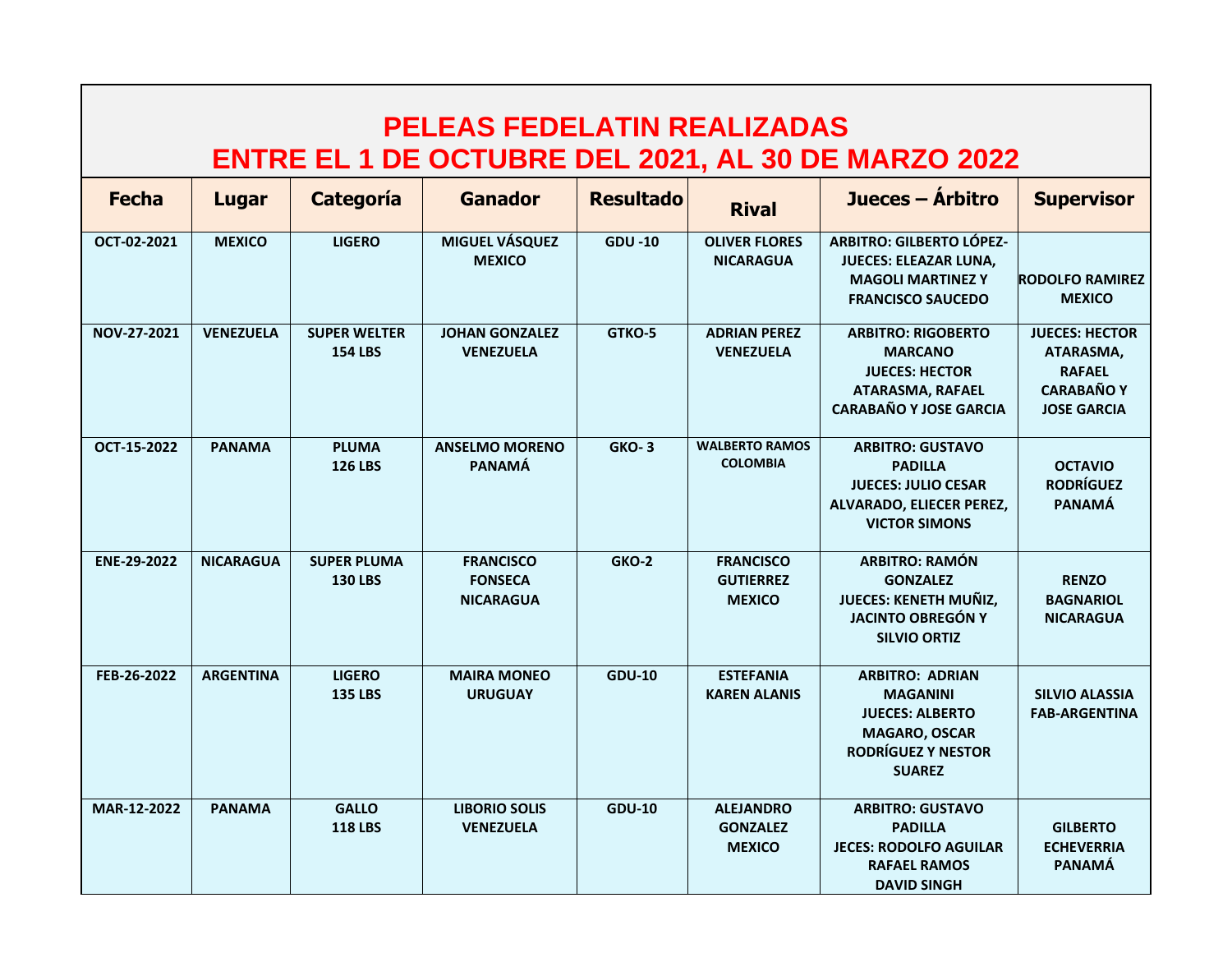# PELEAS FEDELATIN REALIZADAS
# ENTRE EL 1 DE OCTUBRE DEL 2021, AL 30 DE MARZO 2022

| Fecha | Lugar | Categoría | Ganador | Resultado | Rival | Jueces – Árbitro | Supervisor |
|---|---|---|---|---|---|---|---|
| OCT-02-2021 | MEXICO | LIGERO | MIGUEL VÁSQUEZ MEXICO | GDU -10 | OLIVER FLORES NICARAGUA | ARBITRO: GILBERTO LÓPEZ- JUECES: ELEAZAR LUNA, MAGOLI MARTINEZ Y FRANCISCO SAUCEDO | RODOLFO RAMIREZ MEXICO |
| NOV-27-2021 | VENEZUELA | SUPER WELTER 154 LBS | JOHAN GONZALEZ VENEZUELA | GTKO-5 | ADRIAN PEREZ VENEZUELA | ARBITRO: RIGOBERTO MARCANO JUECES: HECTOR ATARASMA, RAFAEL CARABAÑO Y JOSE GARCIA | JUECES: HECTOR ATARASMA, RAFAEL CARABAÑO Y JOSE GARCIA |
| OCT-15-2022 | PANAMA | PLUMA 126 LBS | ANSELMO MORENO PANAMÁ | GKO- 3 | WALBERTO RAMOS COLOMBIA | ARBITRO: GUSTAVO PADILLA JUECES: JULIO CESAR ALVARADO, ELIECER PEREZ, VICTOR SIMONS | OCTAVIO RODRÍGUEZ PANAMÁ |
| ENE-29-2022 | NICARAGUA | SUPER PLUMA 130 LBS | FRANCISCO FONSECA NICARAGUA | GKO-2 | FRANCISCO GUTIERREZ MEXICO | ARBITRO: RAMÓN GONZALEZ JUECES: KENETH MUÑIZ, JACINTO OBREGÓN Y SILVIO ORTIZ | RENZO BAGNARIOL NICARAGUA |
| FEB-26-2022 | ARGENTINA | LIGERO 135 LBS | MAIRA MONEO URUGUAY | GDU-10 | ESTEFANIA KAREN ALANIS | ARBITRO: ADRIAN MAGANINI JUECES: ALBERTO MAGARO, OSCAR RODRÍGUEZ Y NESTOR SUAREZ | SILVIO ALASSIA FAB-ARGENTINA |
| MAR-12-2022 | PANAMA | GALLO 118 LBS | LIBORIO SOLIS VENEZUELA | GDU-10 | ALEJANDRO GONZALEZ MEXICO | ARBITRO: GUSTAVO PADILLA JECES: RODOLFO AGUILAR RAFAEL RAMOS DAVID SINGH | GILBERTO ECHEVERRIA PANAMÁ |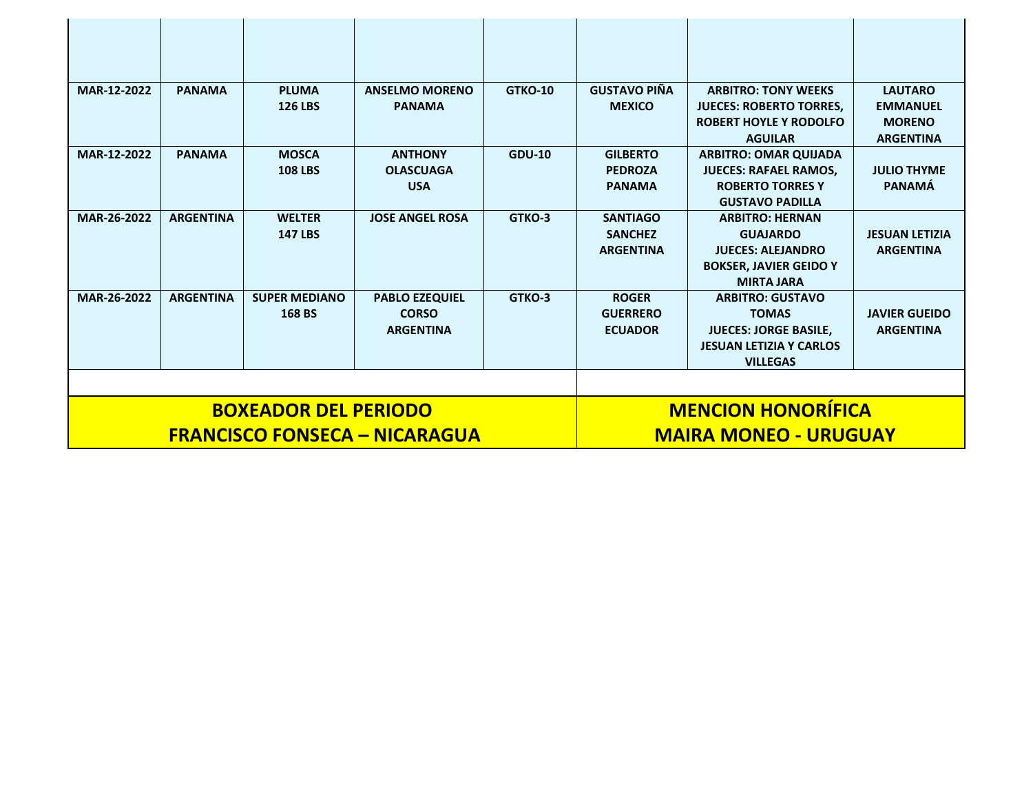| | | | | | | | |
|---|---|---|---|---|---|---|---|
| | | | | | | | |
| **MAR-12-2022** | **PANAMA** | **PLUMA 126 LBS** | **ANSELMO MORENO PANAMA** | **GTKO-10** | **GUSTAVO PIÑA MEXICO** | **ARBITRO: TONY WEEKS JUECES: ROBERTO TORRES, ROBERT HOYLE Y RODOLFO AGUILAR** | **LAUTARO EMMANUEL MORENO ARGENTINA** |
| **MAR-12-2022** | **PANAMA** | **MOSCA 108 LBS** | **ANTHONY OLASCUAGA USA** | **GDU-10** | **GILBERTO PEDROZA PANAMA** | **ARBITRO: OMAR QUIJADA JUECES: RAFAEL RAMOS, ROBERTO TORRES Y GUSTAVO PADILLA** | **JULIO THYME PANAMÁ** |
| **MAR-26-2022** | **ARGENTINA** | **WELTER 147 LBS** | **JOSE ANGEL ROSA** | **GTKO-3** | **SANTIAGO SANCHEZ ARGENTINA** | **ARBITRO: HERNAN GUAJARDO JUECES: ALEJANDRO BOKSER, JAVIER GEIDO Y MIRTA JARA** | **JESUAN LETIZIA ARGENTINA** |
| **MAR-26-2022** | **ARGENTINA** | **SUPER MEDIANO 168 BS** | **PABLO EZEQUIEL CORSO ARGENTINA** | **GTKO-3** | **ROGER GUERRERO ECUADOR** | **ARBITRO: GUSTAVO TOMAS JUECES: JORGE BASILE, JESUAN LETIZIA Y CARLOS VILLEGAS** | **JAVIER GUEIDO ARGENTINA** |

| | |
|---|---|
| **BOXEADOR DEL PERIODO FRANCISCO FONSECA – NICARAGUA** | **MENCION HONORÍFICA MAIRA MONEO - URUGUAY** |